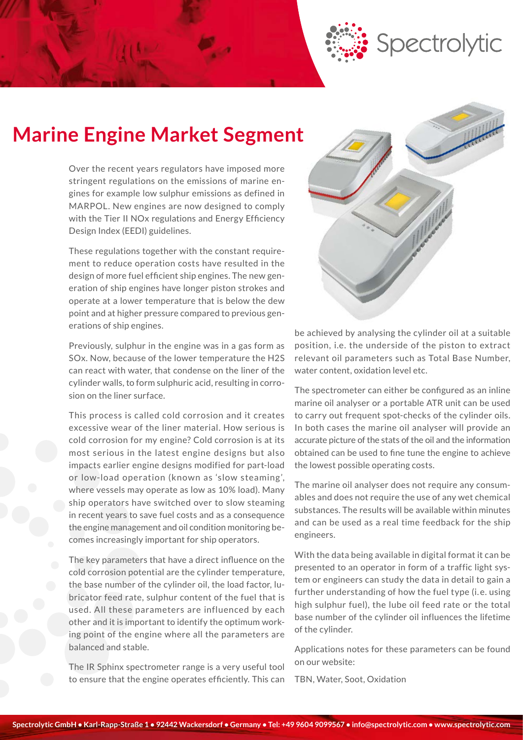# Marine Engine Market Segment

Over the recent years regulators have imposed more stringent regulations on the emissions of marine engines for example low sulphur emissions as defined in MARPOL. New engines are now designed to comply with the Tier II NOx regulations and Energy Efficiency Design Index (EEDI) guidelines.

These regulations together with the constant requirement to reduce operation costs have resulted in the design of more fuel efficient ship engines. The new generation of ship engines have longer piston strokes and operate at a lower temperature that is below the dew point and at higher pressure compared to previous generations of ship engines.

Previously, sulphur in the engine was in a gas form as SOx. Now, because of the lower temperature the $H_2S$ can react with water, that condense on the liner of the cylinder walls, to form sulphuric acid, resulting in corrosion on the liner surface.

This process is called cold corrosion and it creates excessive wear of the liner material. How serious is cold corrosion for my engine? Cold corrosion is at its most serious in the latest engine designs but also impacts earlier engine designs modified for part-load or low-load operation (known as 'slow steaming', where vessels may operate as low as 10% load). Many ship operators have switched over to slow steaming in recent years to save fuel costs and as a consequence the engine management and oil condition monitoring becomes increasingly important for ship operators.

The key parameters that have a direct influence on the cold corrosion potential are the cylinder temperature, the base number of the cylinder oil, the load factor, lubricator feed rate, sulphur content of the fuel that is used. All these parameters are influenced by each other and it is important to identify the optimum working point of the engine where all the parameters are balanced and stable.

The IR Sphinx spectrometer range is a very useful tool to ensure that the engine operates efficiently. This can be achieved by analysing the cylinder oil at a suitable position, i.e. the underside of the piston to extract relevant oil parameters such as Total Base Number, water content, oxidation level etc.

The spectrometer can either be configured as an inline marine oil analyser or a portable ATR unit can be used to carry out frequent spot-checks of the cylinder oils. In both cases the marine oil analyser will provide an accurate picture of the stats of the oil and the information obtained can be used to fine tune the engine to achieve the lowest possible operating costs.

The marine oil analyser does not require any consumables and does not require the use of any wet chemical substances. The results will be available within minutes and can be used as a real time feedback for the ship engineers.

With the data being available in digital format it can be presented to an operator in form of a traffic light system or engineers can study the data in detail to gain a further understanding of how the fuel type (i.e. using high sulphur fuel), the lube oil feed rate or the total base number of the cylinder oil influences the lifetime of the cylinder.

Applications notes for these parameters can be found on our website:

TBN, Water, Soot, Oxidation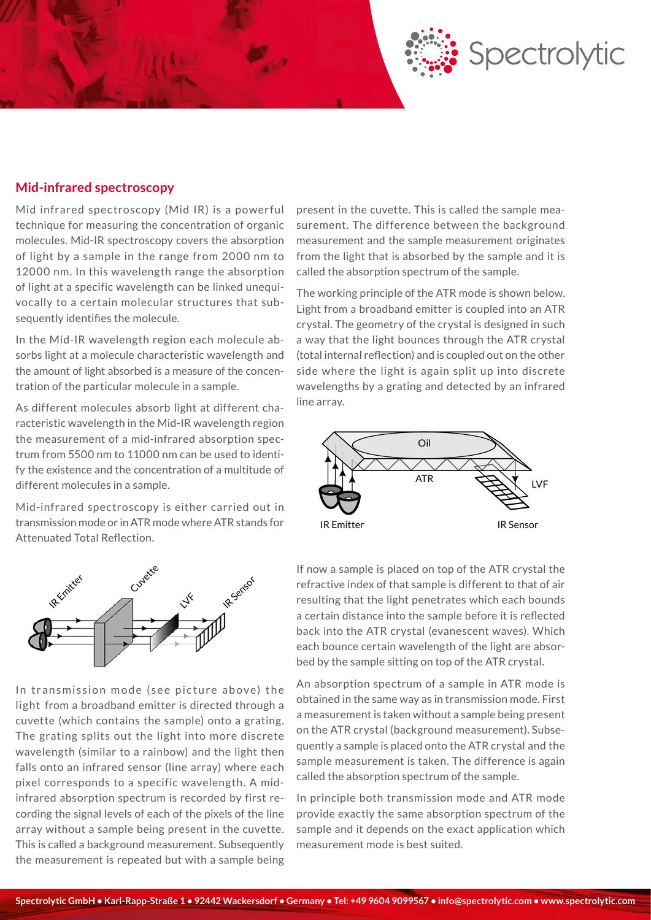## Mid-infrared spectroscopy

Mid infrared spectroscopy (Mid IR) is a powerful technique for measuring the concentration of organic molecules. Mid-IR spectroscopy covers the absorption of light by a sample in the range from 2000 nm to 12000 nm. In this wavelength range the absorption of light at a specific wavelength can be linked unequivocally to a certain molecular structures that subsequently identifies the molecule.

In the Mid-IR wavelength region each molecule absorbs light at a molecule characteristic wavelength and the amount of light absorbed is a measure of the concentration of the particular molecule in a sample.

As different molecules absorb light at different characteristic wavelength in the Mid-IR wavelength region the measurement of a mid-infrared absorption spectrum from 5500 nm to 11000 nm can be used to identify the existence and the concentration of a multitude of different molecules in a sample.

Mid-infrared spectroscopy is either carried out in transmission mode or in ATR mode where ATR stands for Attenuated Total Reflection.

In transmission mode (see picture above) the light from a broadband emitter is directed through a cuvette (which contains the sample) onto a grating. The grating splits out the light into more discrete wavelength (similar to a rainbow) and the light then falls onto an infrared sensor (line array) where each pixel corresponds to a specific wavelength. A mid-infrared absorption spectrum is recorded by first recording the signal levels of each of the pixels of the line array without a sample being present in the cuvette. This is called a background measurement. Subsequently the measurement is repeated but with a sample being present in the cuvette. This is called the sample measurement. The difference between the background measurement and the sample measurement originates from the light that is absorbed by the sample and it is called the absorption spectrum of the sample.

The working principle of the ATR mode is shown below. Light from a broadband emitter is coupled into an ATR crystal. The geometry of the crystal is designed in such a way that the light bounces through the ATR crystal (total internal reflection) and is coupled out on the other side where the light is again split up into discrete wavelengths by a grating and detected by an infrared line array.

If now a sample is placed on top of the ATR crystal the refractive index of that sample is different to that of air resulting that the light penetrates which each bounds a certain distance into the sample before it is reflected back into the ATR crystal (evanescent waves). Which each bounce certain wavelength of the light are absorbed by the sample sitting on top of the ATR crystal.

An absorption spectrum of a sample in ATR mode is obtained in the same way as in transmission mode. First a measurement is taken without a sample being present on the ATR crystal (background measurement). Subsequently a sample is placed onto the ATR crystal and the sample measurement is taken. The difference is again called the absorption spectrum of the sample.

In principle both transmission mode and ATR mode provide exactly the same absorption spectrum of the sample and it depends on the exact application which measurement mode is best suited.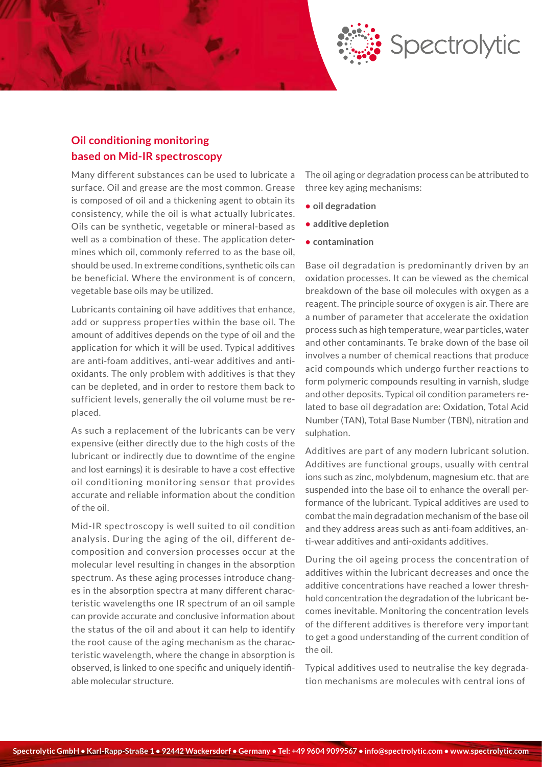## Oil conditioning monitoring based on Mid-IR spectroscopy

Many different substances can be used to lubricate a surface. Oil and grease are the most common. Grease is composed of oil and a thickening agent to obtain its consistency, while the oil is what actually lubricates. Oils can be synthetic, vegetable or mineral-based as well as a combination of these. The application determines which oil, commonly referred to as the base oil, should be used. In extreme conditions, synthetic oils can be beneficial. Where the environment is of concern, vegetable base oils may be utilized.

Lubricants containing oil have additives that enhance, add or suppress properties within the base oil. The amount of additives depends on the type of oil and the application for which it will be used. Typical additives are anti-foam additives, anti-wear additives and anti-oxidants. The only problem with additives is that they can be depleted, and in order to restore them back to sufficient levels, generally the oil volume must be replaced.

As such a replacement of the lubricants can be very expensive (either directly due to the high costs of the lubricant or indirectly due to downtime of the engine and lost earnings) it is desirable to have a cost effective oil conditioning monitoring sensor that provides accurate and reliable information about the condition of the oil.

Mid-IR spectroscopy is well suited to oil condition analysis. During the aging of the oil, different decomposition and conversion processes occur at the molecular level resulting in changes in the absorption spectrum. As these aging processes introduce changes in the absorption spectra at many different characteristic wavelengths one IR spectrum of an oil sample can provide accurate and conclusive information about the status of the oil and about it can help to identify the root cause of the aging mechanism as the characteristic wavelength, where the change in absorption is observed, is linked to one specific and uniquely identifiable molecular structure.

The oil aging or degradation process can be attributed to three key aging mechanisms:

- **oil degradation**
- **additive depletion**
- **contamination**

Base oil degradation is predominantly driven by an oxidation processes. It can be viewed as the chemical breakdown of the base oil molecules with oxygen as a reagent. The principle source of oxygen is air. There are a number of parameter that accelerate the oxidation process such as high temperature, wear particles, water and other contaminants. Te brake down of the base oil involves a number of chemical reactions that produce acid compounds which undergo further reactions to form polymeric compounds resulting in varnish, sludge and other deposits. Typical oil condition parameters related to base oil degradation are: Oxidation, Total Acid Number (TAN), Total Base Number (TBN), nitration and sulphation.

Additives are part of any modern lubricant solution. Additives are functional groups, usually with central ions such as zinc, molybdenum, magnesium etc. that are suspended into the base oil to enhance the overall performance of the lubricant. Typical additives are used to combat the main degradation mechanism of the base oil and they address areas such as anti-foam additives, anti-wear additives and anti-oxidants additives.

During the oil ageing process the concentration of additives within the lubricant decreases and once the additive concentrations have reached a lower threshhold concentration the degradation of the lubricant becomes inevitable. Monitoring the concentration levels of the different additives is therefore very important to get a good understanding of the current condition of the oil.

Typical additives used to neutralise the key degradation mechanisms are molecules with central ions of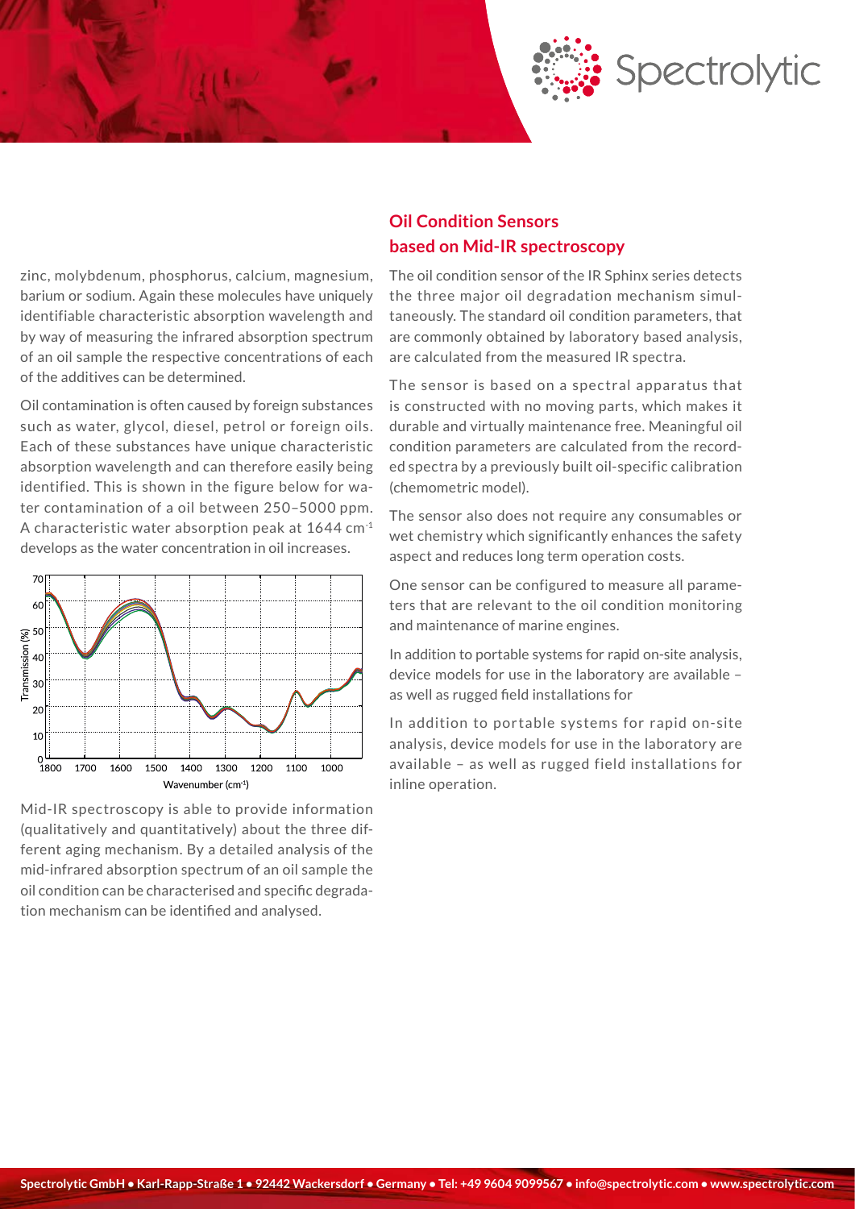zinc, molybdenum, phosphorus, calcium, magnesium, barium or sodium. Again these molecules have uniquely identifiable characteristic absorption wavelength and by way of measuring the infrared absorption spectrum of an oil sample the respective concentrations of each of the additives can be determined.

Oil contamination is often caused by foreign substances such as water, glycol, diesel, petrol or foreign oils. Each of these substances have unique characteristic absorption wavelength and can therefore easily being identified. This is shown in the figure below for water contamination of a oil between 250–5000 ppm. A characteristic water absorption peak at 1644 $cm^{-1}$ develops as the water concentration in oil increases.

Mid-IR spectroscopy is able to provide information (qualitatively and quantitatively) about the three different aging mechanism. By a detailed analysis of the mid-infrared absorption spectrum of an oil sample the oil condition can be characterised and specific degradation mechanism can be identified and analysed.

## Oil Condition Sensors based on Mid-IR spectroscopy

The oil condition sensor of the IR Sphinx series detects the three major oil degradation mechanism simultaneously. The standard oil condition parameters, that are commonly obtained by laboratory based analysis, are calculated from the measured IR spectra.

The sensor is based on a spectral apparatus that is constructed with no moving parts, which makes it durable and virtually maintenance free. Meaningful oil condition parameters are calculated from the recorded spectra by a previously built oil-specific calibration (chemometric model).

The sensor also does not require any consumables or wet chemistry which significantly enhances the safety aspect and reduces long term operation costs.

One sensor can be configured to measure all parameters that are relevant to the oil condition monitoring and maintenance of marine engines.

In addition to portable systems for rapid on-site analysis, device models for use in the laboratory are available – as well as rugged field installations for

In addition to portable systems for rapid on-site analysis, device models for use in the laboratory are available – as well as rugged field installations for inline operation.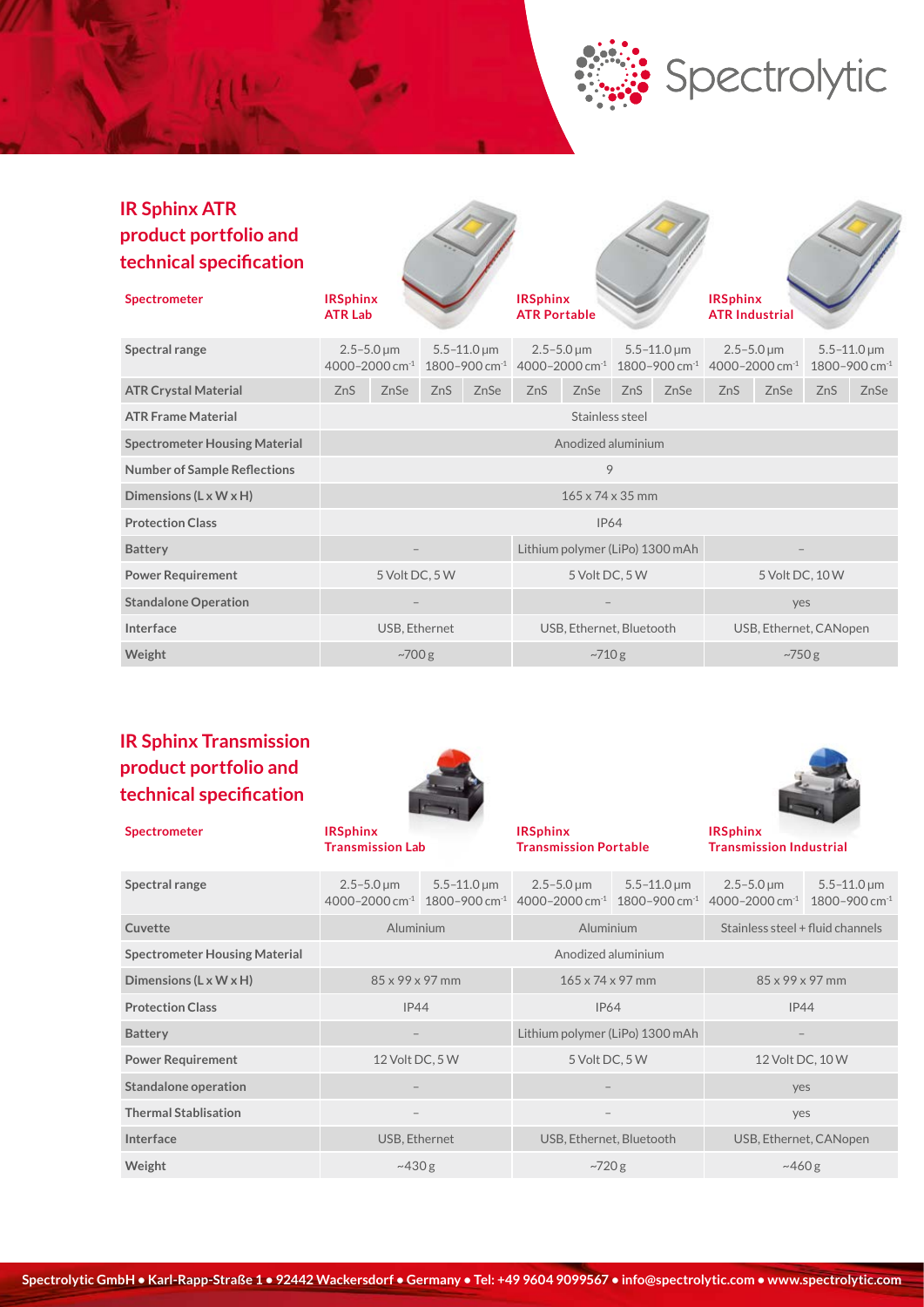## IR Sphinx ATR product portfolio and technical specification

| Spectrometer | IRSphinx ATR Lab | | | | IRSphinx ATR Portable | | | | IRSphinx ATR Industrial | | | |
|---|---|---|---|---|---|---|---|---|---|---|---|---|
| Spectral range | 2.5–5.0 µm 4000–2000 $cm^{-1}$ | | 5.5–11.0 µm 1800–900 $cm^{-1}$ | | 2.5–5.0 µm 4000–2000 $cm^{-1}$ | | 5.5–11.0 µm 1800–900 $cm^{-1}$ | | 2.5–5.0 µm 4000–2000 $cm^{-1}$ | | 5.5–11.0 µm 1800–900 $cm^{-1}$ | |
| ATR Crystal Material | ZnS | ZnSe | ZnS | ZnSe | ZnS | ZnSe | ZnS | ZnSe | ZnS | ZnSe | ZnS | ZnSe |
| ATR Frame Material | Stainless steel | | | | | | | | | | | |
| Spectrometer Housing Material | Anodized aluminium | | | | | | | | | | | |
| Number of Sample Reflections | 9 | | | | | | | | | | | |
| Dimensions (L x W x H) | 165 x 74 x 35 mm | | | | | | | | | | | |
| Protection Class | IP64 | | | | | | | | | | | |
| Battery | – | | | | Lithium polymer (LiPo) 1300 mAh | | | | – | | | |
| Power Requirement | 5 Volt DC, 5 W | | | | 5 Volt DC, 5 W | | | | 5 Volt DC, 10 W | | | |
| Standalone Operation | – | | | | – | | | | yes | | | |
| Interface | USB, Ethernet | | | | USB, Ethernet, Bluetooth | | | | USB, Ethernet, CANopen | | | |
| Weight | ~700 g | | | | ~710 g | | | | ~750 g | | | |

## IR Sphinx Transmission product portfolio and technical specification

| Spectrometer | IRSphinx Transmission Lab | | IRSphinx Transmission Portable | | IRSphinx Transmission Industrial | |
|---|---|---|---|---|---|---|
| Spectral range | 2.5–5.0 µm 4000–2000 $cm^{-1}$ | 5.5–11.0 µm 1800–900 $cm^{-1}$ | 2.5–5.0 µm 4000–2000 $cm^{-1}$ | 5.5–11.0 µm 1800–900 $cm^{-1}$ | 2.5–5.0 µm 4000–2000 $cm^{-1}$ | 5.5–11.0 µm 1800–900 $cm^{-1}$ |
| Cuvette | Aluminium | | Aluminium | | Stainless steel + fluid channels | |
| Spectrometer Housing Material | Anodized aluminium | | | | | |
| Dimensions (L x W x H) | 85 x 99 x 97 mm | | 165 x 74 x 97 mm | | 85 x 99 x 97 mm | |
| Protection Class | IP44 | | IP64 | | IP44 | |
| Battery | – | | Lithium polymer (LiPo) 1300 mAh | | – | |
| Power Requirement | 12 Volt DC, 5 W | | 5 Volt DC, 5 W | | 12 Volt DC, 10 W | |
| Standalone operation | – | | – | | yes | |
| Thermal Stablisation | – | | – | | yes | |
| Interface | USB, Ethernet | | USB, Ethernet, Bluetooth | | USB, Ethernet, CANopen | |
| Weight | ~430 g | | ~720 g | | ~460 g | |

**Spectrolytic GmbH • Karl-Rapp-Straße 1 • 92442 Wackersdorf • Germany • Tel: +49 9604 9099567 • info@spectrolytic.com • www.spectrolytic.com**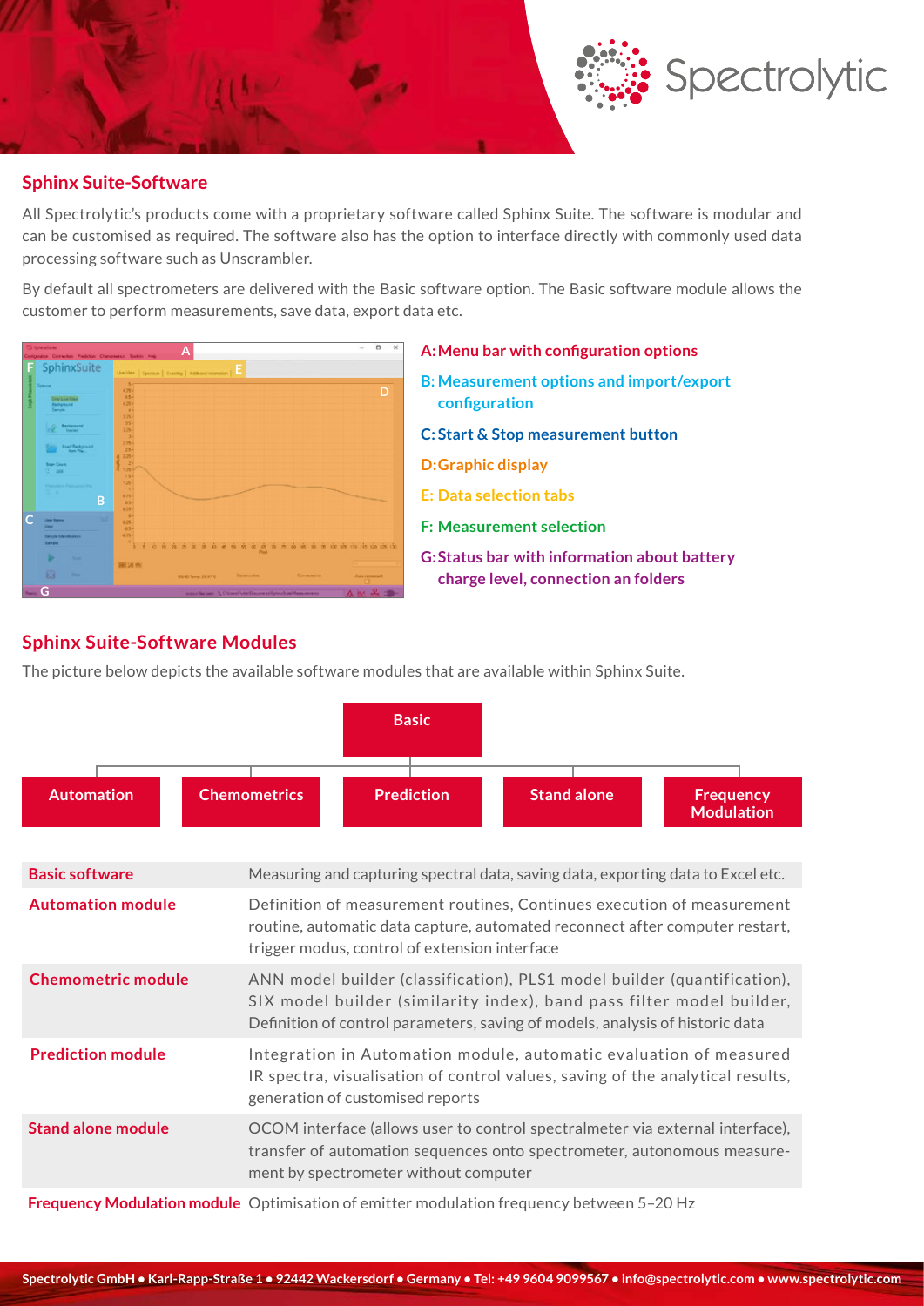## Sphinx Suite-Software

All Spectrolytic's products come with a proprietary software called Sphinx Suite. The software is modular and can be customised as required. The software also has the option to interface directly with commonly used data processing software such as Unscrambler.

By default all spectrometers are delivered with the Basic software option. The Basic software module allows the customer to perform measurements, save data, export data etc.

- **A: Menu bar with configuration options**
- **B: Measurement options and import/export configuration**
- **C: Start & Stop measurement button**
- **D: Graphic display**
- **E: Data selection tabs**
- **F: Measurement selection**
- **G: Status bar with information about battery charge level, connection an folders**

## Sphinx Suite-Software Modules

The picture below depicts the available software modules that are available within Sphinx Suite.

Basic

Automation

Chemometrics

Prediction

Stand alone

Frequency Modulation

| | |
|---|---|
| **Basic software** | Measuring and capturing spectral data, saving data, exporting data to Excel etc. |
| **Automation module** | Definition of measurement routines, Continues execution of measurement routine, automatic data capture, automated reconnect after computer restart, trigger modus, control of extension interface |
| **Chemometric module** | ANN model builder (classification), PLS1 model builder (quantification), SIX model builder (similarity index), band pass filter model builder, Definition of control parameters, saving of models, analysis of historic data |
| **Prediction module** | Integration in Automation module, automatic evaluation of measured IR spectra, visualisation of control values, saving of the analytical results, generation of customised reports |
| **Stand alone module** | OCOM interface (allows user to control spectralmeter via external interface), transfer of automation sequences onto spectrometer, autonomous measurement by spectrometer without computer |
| **Frequency Modulation module** | Optimisation of emitter modulation frequency between 5–20 Hz |

Spectrolytic GmbH • Karl-Rapp-Straße 1 • 92442 Wackersdorf • Germany • Tel: +49 9604 9099567 • info@spectrolytic.com • www.spectrolytic.com